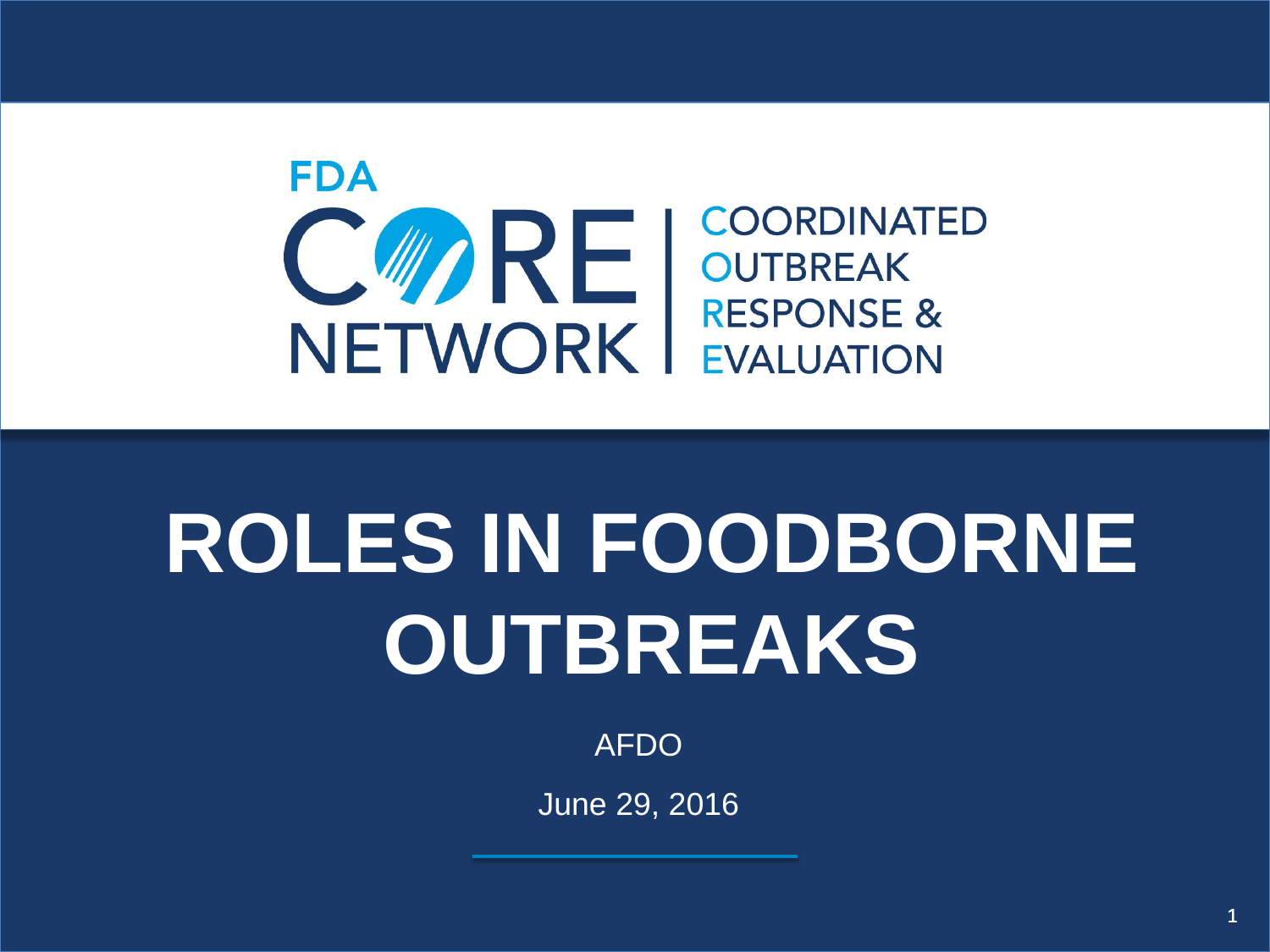FDA

CORE NETWORK

COORDINATED OUTBREAK RESPONSE & EVALUATION

# ROLES IN FOODBORNE OUTBREAKS

AFDO

June 29, 2016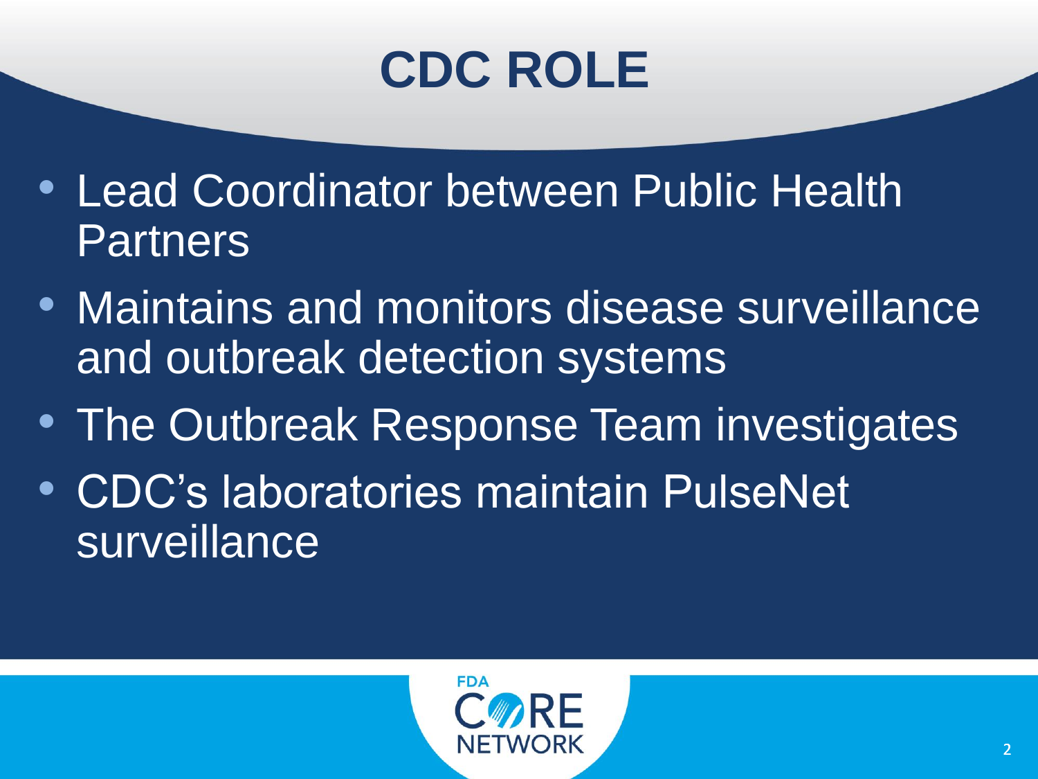# CDC ROLE

- Lead Coordinator between Public Health Partners
- Maintains and monitors disease surveillance and outbreak detection systems
- The Outbreak Response Team investigates
- CDC's laboratories maintain PulseNet surveillance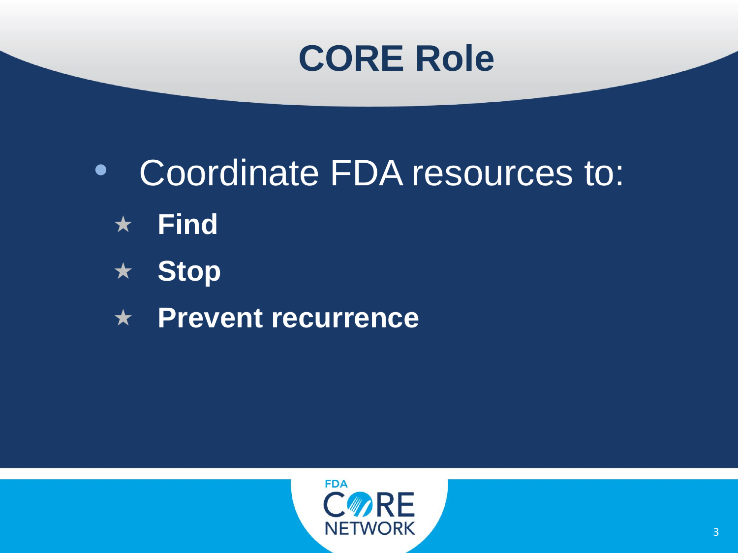# CORE Role

- Coordinate FDA resources to:
  - ★ **Find**
  - ★ **Stop**
  - ★ **Prevent recurrence**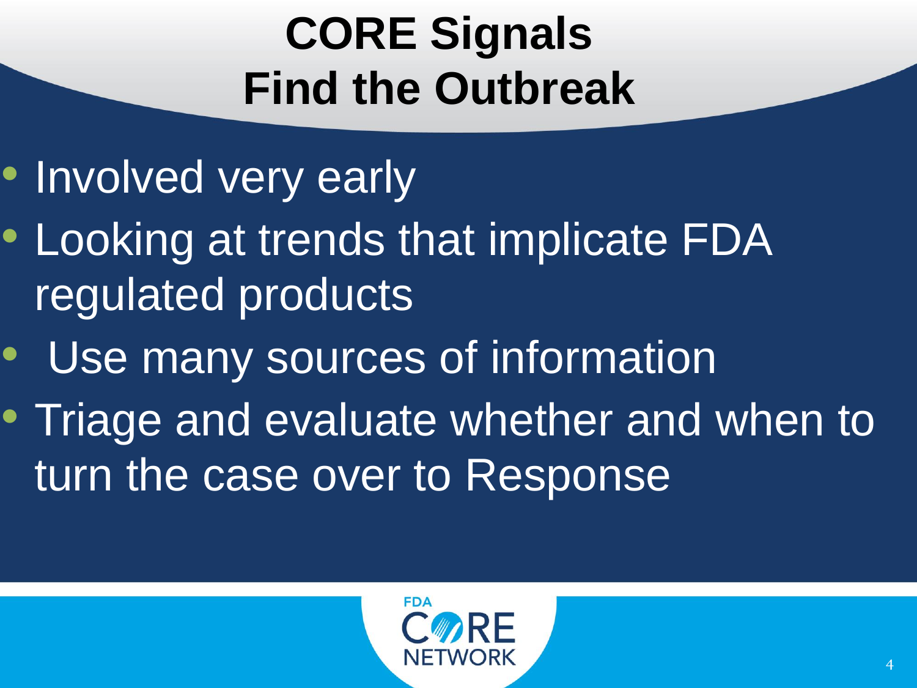# CORE Signals
# Find the Outbreak

- Involved very early
- Looking at trends that implicate FDA regulated products
- Use many sources of information
- Triage and evaluate whether and when to turn the case over to Response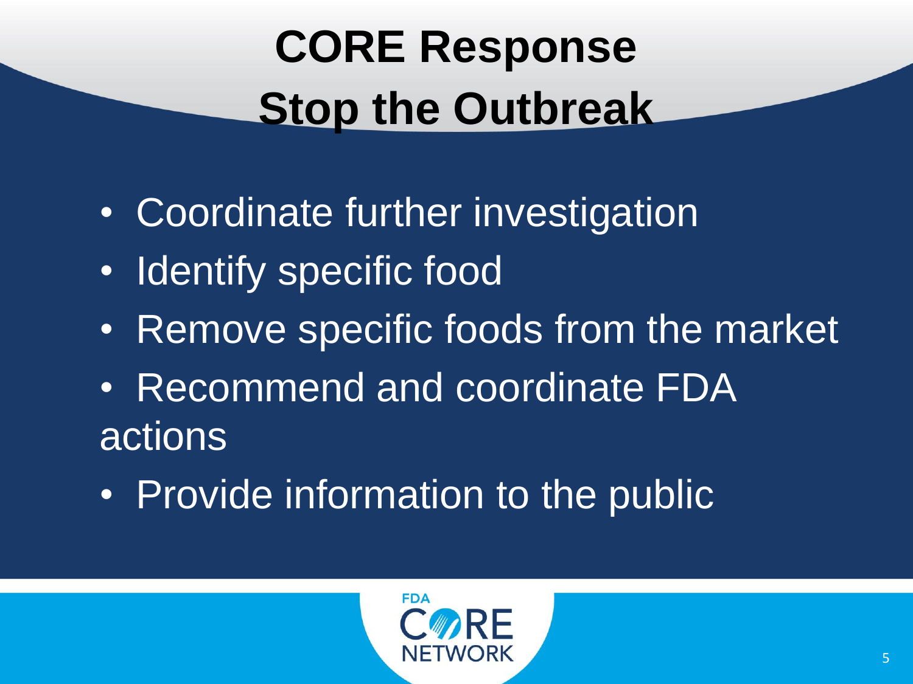# CORE Response
## Stop the Outbreak

- Coordinate further investigation
- Identify specific food
- Remove specific foods from the market
- Recommend and coordinate FDA actions
- Provide information to the public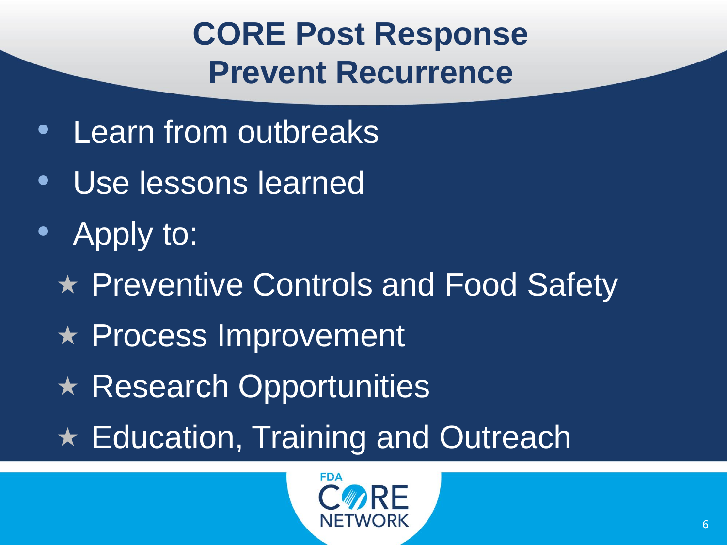# CORE Post Response
# Prevent Recurrence

- Learn from outbreaks
- Use lessons learned
- Apply to:
  - ★ Preventive Controls and Food Safety
  - ★ Process Improvement
  - ★ Research Opportunities
  - ★ Education, Training and Outreach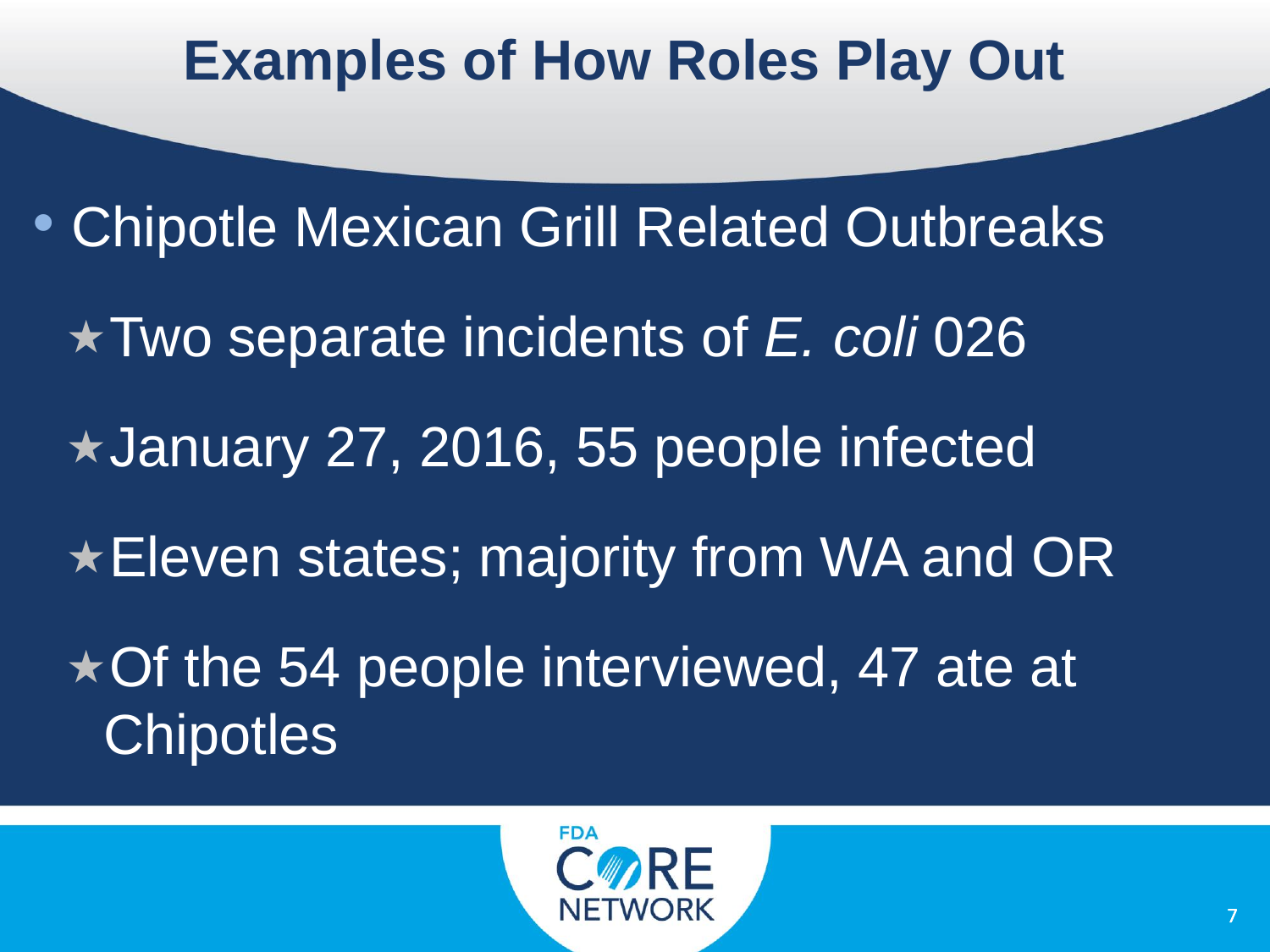# Examples of How Roles Play Out

- Chipotle Mexican Grill Related Outbreaks
  - ★Two separate incidents of *E. coli* 026
  - ★January 27, 2016, 55 people infected
  - ★Eleven states; majority from WA and OR
  - ★Of the 54 people interviewed, 47 ate at Chipotles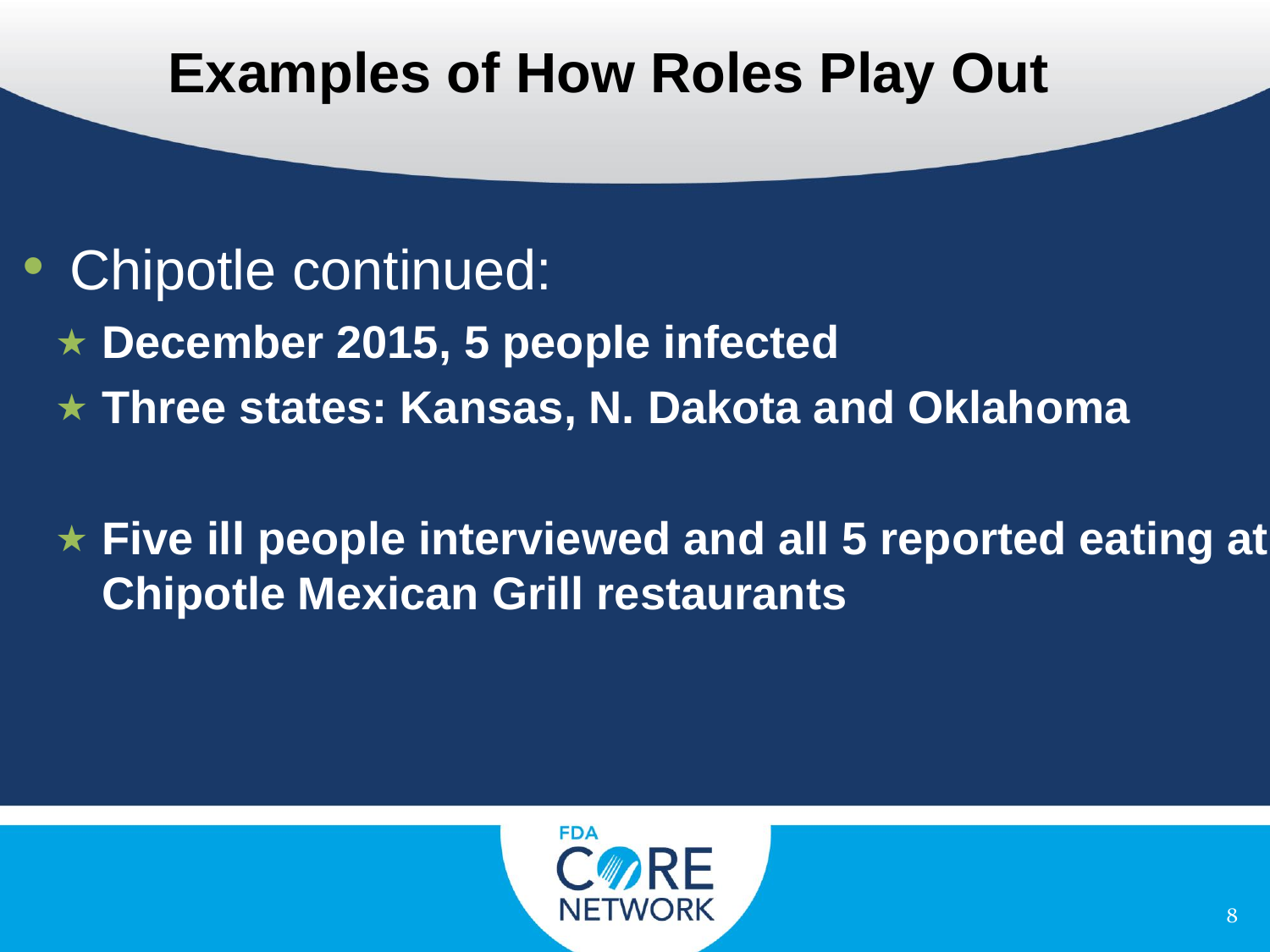# Examples of How Roles Play Out

- Chipotle continued:
  - ★ **December 2015, 5 people infected**
  - ★ **Three states: Kansas, N. Dakota and Oklahoma**
  - ★ **Five ill people interviewed and all 5 reported eating at Chipotle Mexican Grill restaurants**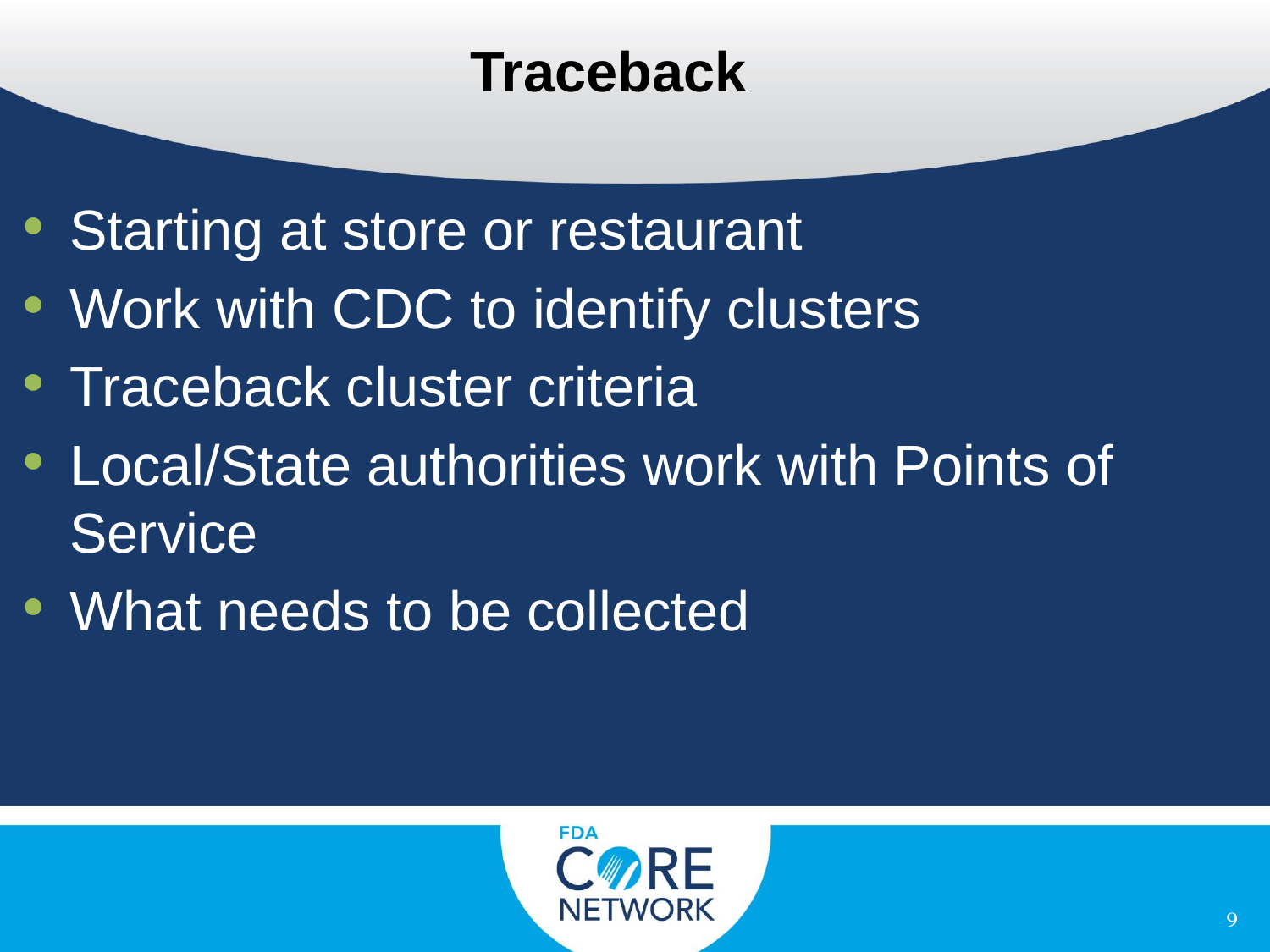# Traceback

- Starting at store or restaurant
- Work with CDC to identify clusters
- Traceback cluster criteria
- Local/State authorities work with Points of Service
- What needs to be collected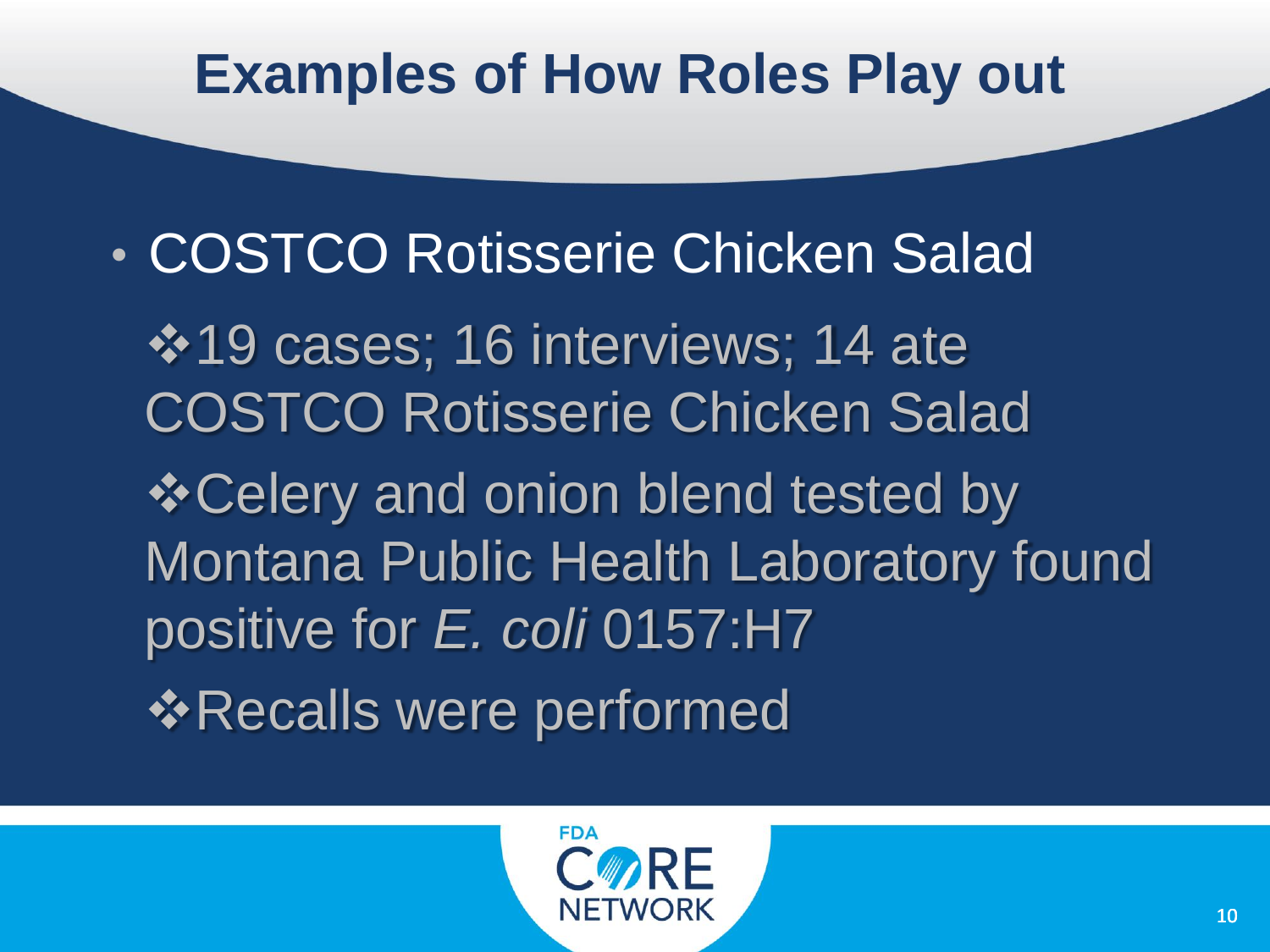# Examples of How Roles Play out

- COSTCO Rotisserie Chicken Salad
  - 19 cases; 16 interviews; 14 ate COSTCO Rotisserie Chicken Salad
  - Celery and onion blend tested by Montana Public Health Laboratory found positive for *E. coli* 0157:H7
  - Recalls were performed

FDA CORE NETWORK